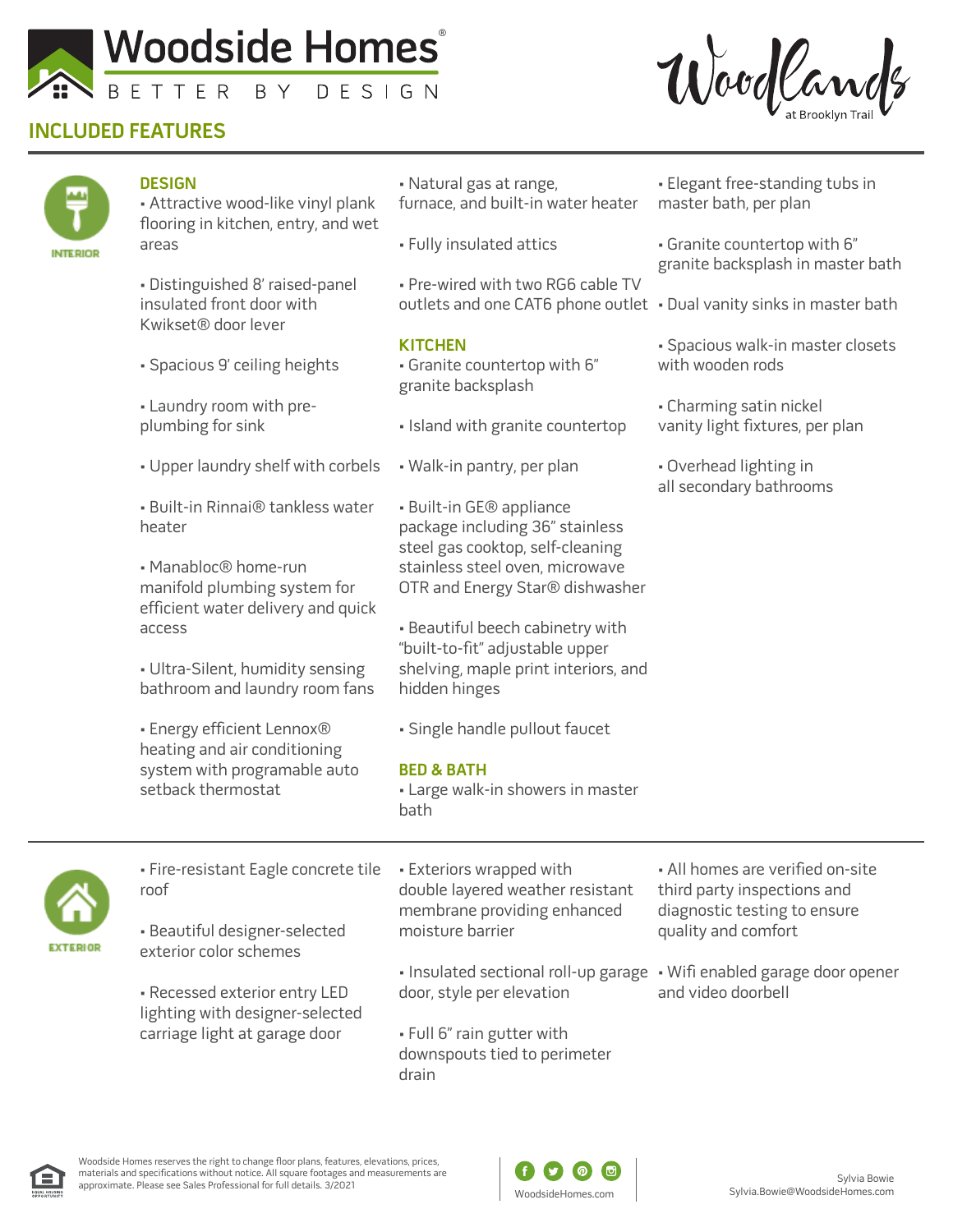# Woodside Homes

BETTER BY DESIGN

Woodlands at Brooklyn Trail

## INCLUDED FEATURES

### INTERIOR

#### DESIGN

- Attractive wood-like vinyl plank flooring in kitchen, entry, and wet areas
- Distinguished 8' raised-panel insulated front door with Kwikset® door lever
- Spacious 9' ceiling heights
- Laundry room with pre-plumbing for sink
- Upper laundry shelf with corbels
- Built-in Rinnai® tankless water heater
- Manabloc® home-run manifold plumbing system for efficient water delivery and quick access
- Ultra-Silent, humidity sensing bathroom and laundry room fans
- Energy efficient Lennox® heating and air conditioning system with programable auto setback thermostat
- Natural gas at range, furnace, and built-in water heater
- Fully insulated attics
- Pre-wired with two RG6 cable TV outlets and one CAT6 phone outlet

#### KITCHEN

- Granite countertop with 6" granite backsplash
- Island with granite countertop
- Walk-in pantry, per plan
- Built-in GE® appliance package including 36" stainless steel gas cooktop, self-cleaning stainless steel oven, microwave OTR and Energy Star® dishwasher
- Beautiful beech cabinetry with "built-to-fit" adjustable upper shelving, maple print interiors, and hidden hinges
- Single handle pullout faucet

#### BED & BATH

- Large walk-in showers in master bath
- Elegant free-standing tubs in master bath, per plan
- Granite countertop with 6" granite backsplash in master bath
- Dual vanity sinks in master bath
- Spacious walk-in master closets with wooden rods
- Charming satin nickel vanity light fixtures, per plan
- Overhead lighting in all secondary bathrooms

### EXTERIOR

- Fire-resistant Eagle concrete tile roof
- Beautiful designer-selected exterior color schemes
- Recessed exterior entry LED lighting with designer-selected carriage light at garage door
- Exteriors wrapped with double layered weather resistant membrane providing enhanced moisture barrier
- Insulated sectional roll-up garage door, style per elevation
- Full 6" rain gutter with downspouts tied to perimeter drain
- All homes are verified on-site third party inspections and diagnostic testing to ensure quality and comfort
- Wifi enabled garage door opener and video doorbell

Woodside Homes reserves the right to change floor plans, features, elevations, prices, materials and specifications without notice. All square footages and measurements are approximate. Please see Sales Professional for full details. 3/2021

WoodsideHomes.com

Sylvia Bowie
Sylvia.Bowie@WoodsideHomes.com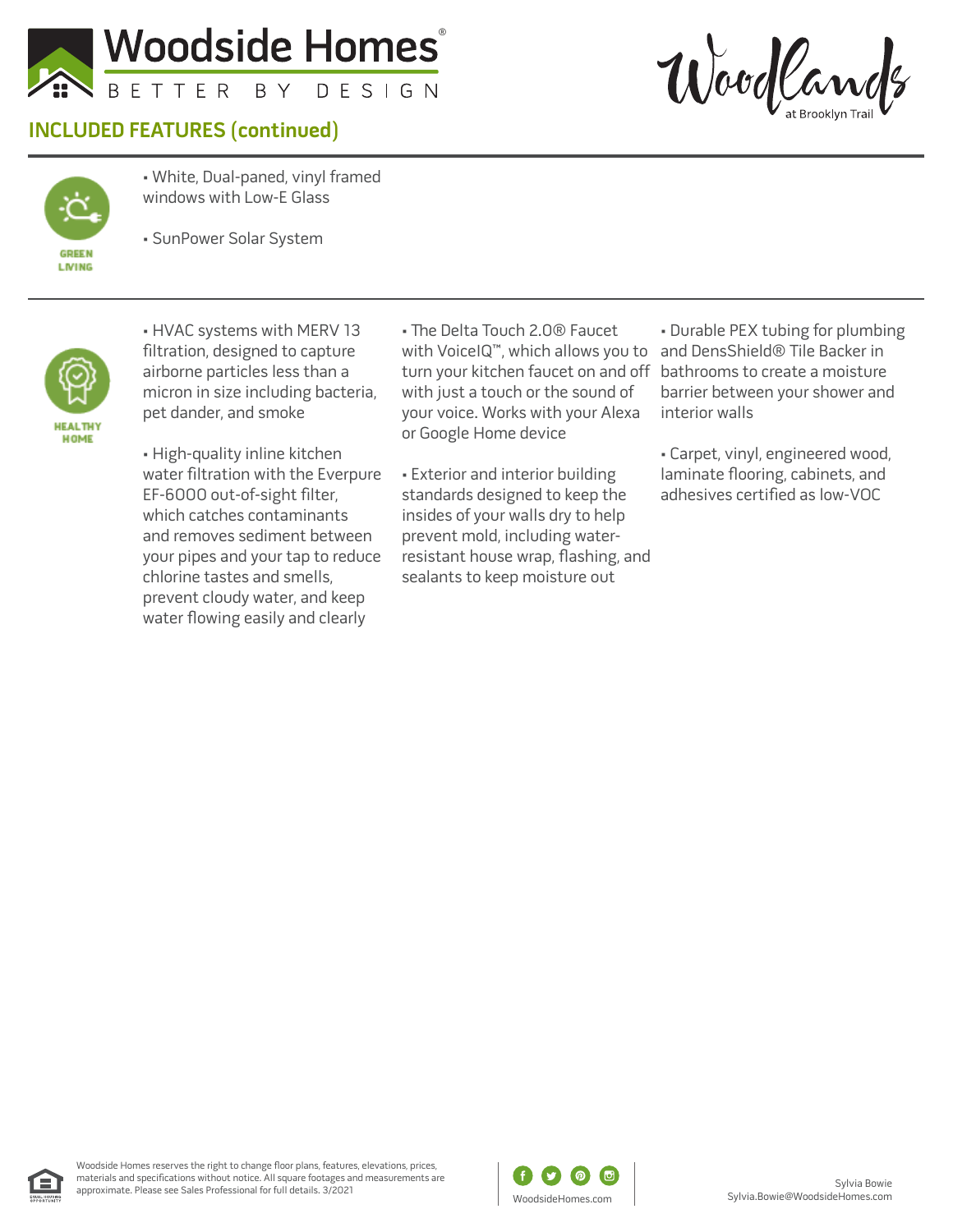# Woodside Homes

BETTER BY DESIGN

Woodlands at Brooklyn Trail

## INCLUDED FEATURES (continued)

### GREEN LIVING

- White, Dual-paned, vinyl framed windows with Low-E Glass
- SunPower Solar System

### HEALTHY HOME

- HVAC systems with MERV 13 filtration, designed to capture airborne particles less than a micron in size including bacteria, pet dander, and smoke
- High-quality inline kitchen water filtration with the Everpure EF-6000 out-of-sight filter, which catches contaminants and removes sediment between your pipes and your tap to reduce chlorine tastes and smells, prevent cloudy water, and keep water flowing easily and clearly
- The Delta Touch 2.0® Faucet with VoiceIQ™, which allows you to turn your kitchen faucet on and off with just a touch or the sound of your voice. Works with your Alexa or Google Home device
- Exterior and interior building standards designed to keep the insides of your walls dry to help prevent mold, including water-resistant house wrap, flashing, and sealants to keep moisture out
- Durable PEX tubing for plumbing and DensShield® Tile Backer in bathrooms to create a moisture barrier between your shower and interior walls
- Carpet, vinyl, engineered wood, laminate flooring, cabinets, and adhesives certified as low-VOC

Woodside Homes reserves the right to change floor plans, features, elevations, prices, materials and specifications without notice. All square footages and measurements are approximate. Please see Sales Professional for full details. 3/2021

WoodsideHomes.com

Sylvia Bowie
Sylvia.Bowie@WoodsideHomes.com